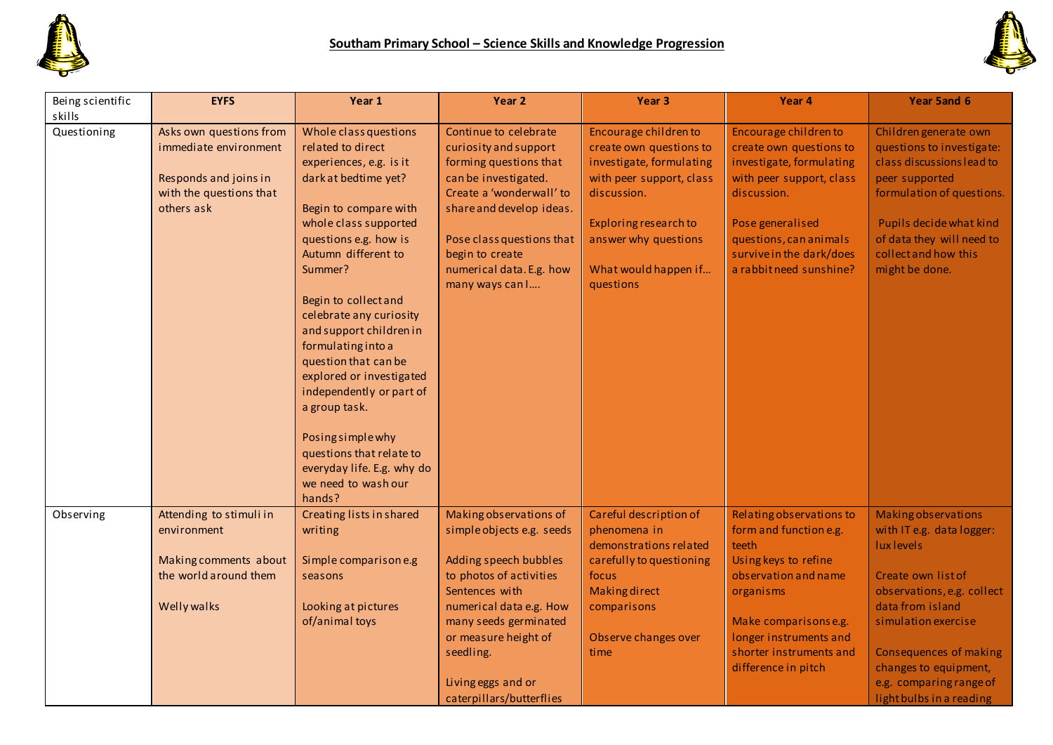**Southam Primary School – Science Skills and Knowledge Progression**

| Being scientific skills | EYFS | Year 1 | Year 2 | Year 3 | Year 4 | Year 5and 6 |
|---|---|---|---|---|---|---|
| Questioning | Asks own questions from immediate environment<br><br>Responds and joins in with the questions that others ask | Whole class questions related to direct experiences, e.g. is it dark at bedtime yet?<br><br>Begin to compare with whole class supported questions e.g. how is Autumn different to Summer?<br><br>Begin to collect and celebrate any curiosity and support children in formulating into a question that can be explored or investigated independently or part of a group task.<br><br>Posing simple why questions that relate to everyday life. E.g. why do we need to wash our hands? | Continue to celebrate curiosity and support forming questions that can be investigated. Create a 'wonderwall' to share and develop ideas.<br><br>Pose class questions that begin to create numerical data. E.g. how many ways can I…. | Encourage children to create own questions to investigate, formulating with peer support, class discussion.<br><br>Exploring research to answer why questions<br><br>What would happen if… questions | Encourage children to create own questions to investigate, formulating with peer support, class discussion.<br><br>Pose generalised questions, can animals survive in the dark/does a rabbit need sunshine? | Children generate own questions to investigate: class discussions lead to peer supported formulation of questions.<br><br>Pupils decide what kind of data they will need to collect and how this might be done. |
| Observing | Attending to stimuli in environment<br><br>Making comments about the world around them<br><br>Welly walks | Creating lists in shared writing<br><br>Simple comparison e.g seasons<br><br>Looking at pictures of/animal toys | Making observations of simple objects e.g. seeds<br><br>Adding speech bubbles to photos of activities Sentences with numerical data e.g. How many seeds germinated or measure height of seedling.<br><br>Living eggs and or caterpillars/butterflies | Careful description of phenomena in demonstrations related carefully to questioning focus<br>Making direct comparisons<br><br>Observe changes over time | Relating observations to form and function e.g. teeth<br>Using keys to refine observation and name organisms<br><br>Make comparisons e.g. longer instruments and shorter instruments and difference in pitch | Making observations with IT e.g. data logger: lux levels<br><br>Create own list of observations, e.g. collect data from island simulation exercise<br><br>Consequences of making changes to equipment, e.g. comparing range of light bulbs in a reading |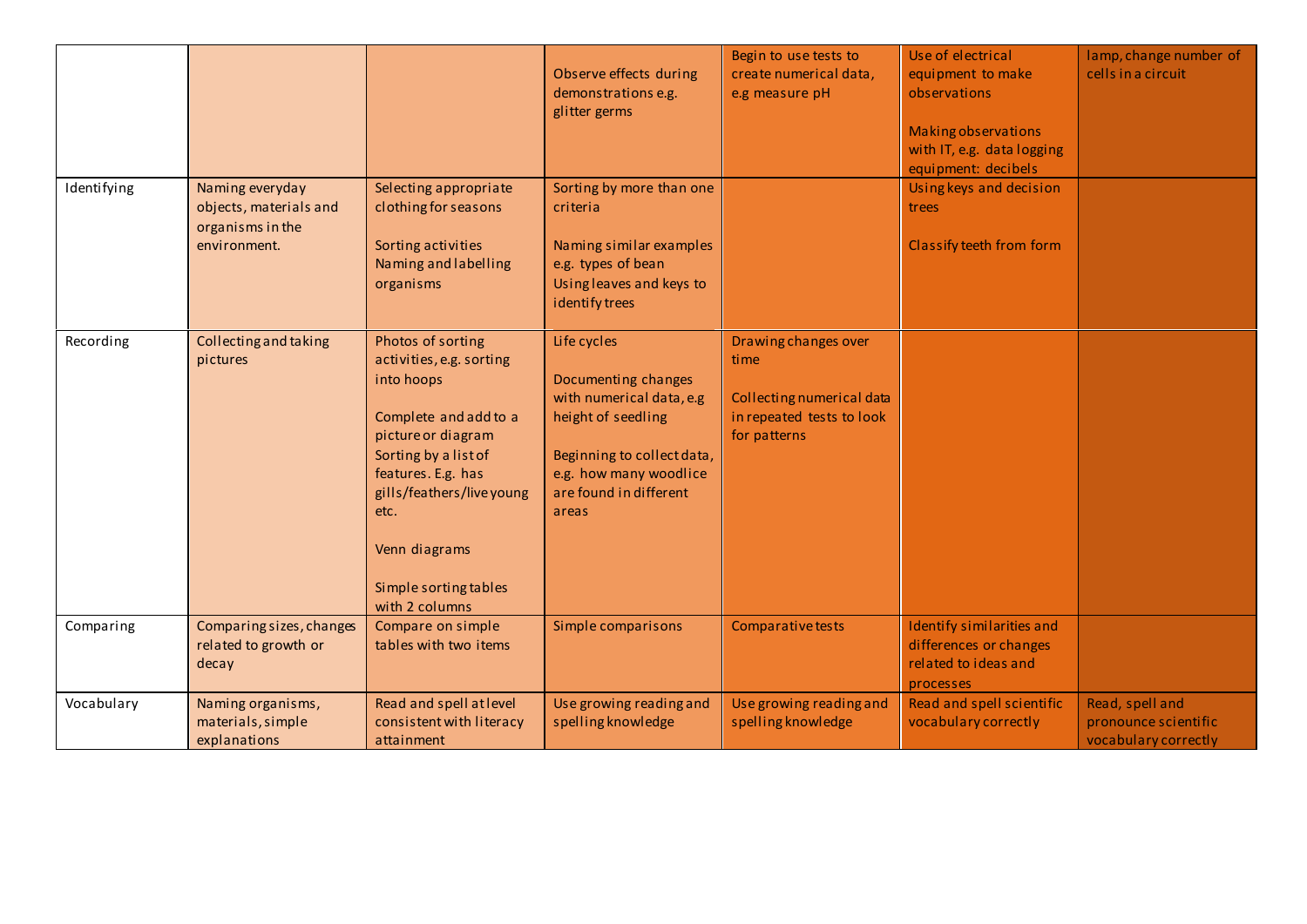| | | | | | | |
|---|---|---|---|---|---|---|
| | | | Observe effects during demonstrations e.g. glitter germs | Begin to use tests to create numerical data, e.g measure pH | Use of electrical equipment to make observations<br><br>Making observations with IT, e.g. data logging equipment: decibels | lamp, change number of cells in a circuit |
| Identifying | Naming everyday objects, materials and organisms in the environment. | Selecting appropriate clothing for seasons<br><br>Sorting activities<br>Naming and labelling organisms | Sorting by more than one criteria<br><br>Naming similar examples e.g. types of bean<br>Using leaves and keys to identify trees | | Using keys and decision trees<br><br>Classify teeth from form | |
| Recording | Collecting and taking pictures | Photos of sorting activities, e.g. sorting into hoops<br><br>Complete and add to a picture or diagram<br>Sorting by a list of features. E.g. has gills/feathers/live young etc.<br><br>Venn diagrams<br><br>Simple sorting tables with 2 columns | Life cycles<br><br>Documenting changes with numerical data, e.g height of seedling<br><br>Beginning to collect data, e.g. how many woodlice are found in different areas | Drawing changes over time<br><br>Collecting numerical data in repeated tests to look for patterns | | |
| Comparing | Comparing sizes, changes related to growth or decay | Compare on simple tables with two items | Simple comparisons | Comparative tests | Identify similarities and differences or changes related to ideas and processes | |
| Vocabulary | Naming organisms, materials, simple explanations | Read and spell at level consistent with literacy attainment | Use growing reading and spelling knowledge | Use growing reading and spelling knowledge | Read and spell scientific vocabulary correctly | Read, spell and pronounce scientific vocabulary correctly |